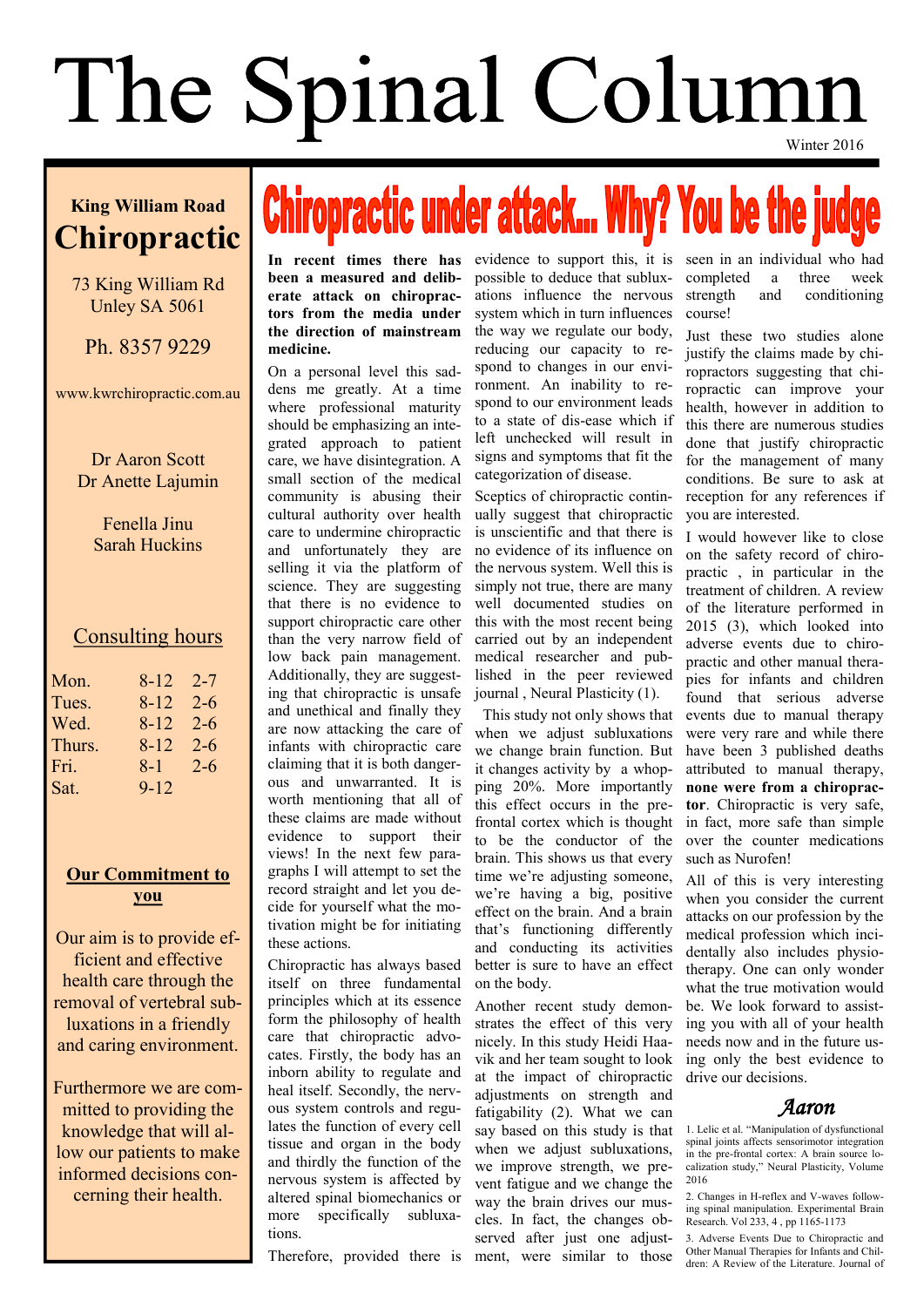# The Spinal Column

Winter 2016

**King William Road**
## Chiropractic

73 King William Rd
Unley SA 5061

Ph. 8357 9229

www.kwrchiropractic.com.au

Dr Aaron Scott
Dr Anette Lajumin

Fenella Jinu
Sarah Huckins

### Consulting hours

| Mon. | 8-12 | 2-7 |
|---|---|---|
| Tues. | 8-12 | 2-6 |
| Wed. | 8-12 | 2-6 |
| Thurs. | 8-12 | 2-6 |
| Fri. | 8-1 | 2-6 |
| Sat. | 9-12 | |

### Our Commitment to you

Our aim is to provide efficient and effective health care through the removal of vertebral subluxations in a friendly and caring environment.

Furthermore we are committed to providing the knowledge that will allow our patients to make informed decisions concerning their health.

## Chiropractic under attack... Why? You be the judge

**In recent times there has been a measured and deliberate attack on chiropractors from the media under the direction of mainstream medicine.**

On a personal level this saddens me greatly. At a time where professional maturity should be emphasizing an integrated approach to patient care, we have disintegration. A small section of the medical community is abusing their cultural authority over health care to undermine chiropractic and unfortunately they are selling it via the platform of science. They are suggesting that there is no evidence to support chiropractic care other than the very narrow field of low back pain management. Additionally, they are suggesting that chiropractic is unsafe and unethical and finally they are now attacking the care of infants with chiropractic care claiming that it is both dangerous and unwarranted. It is worth mentioning that all of these claims are made without evidence to support their views! In the next few paragraphs I will attempt to set the record straight and let you decide for yourself what the motivation might be for initiating these actions.

Chiropractic has always based itself on three fundamental principles which at its essence form the philosophy of health care that chiropractic advocates. Firstly, the body has an inborn ability to regulate and heal itself. Secondly, the nervous system controls and regulates the function of every cell tissue and organ in the body and thirdly the function of the nervous system is affected by altered spinal biomechanics or more specifically subluxations.

Therefore, provided there is evidence to support this, it is possible to deduce that subluxations influence the nervous system which in turn influences the way we regulate our body, reducing our capacity to respond to changes in our environment. An inability to respond to our environment leads to a state of dis-ease which if left unchecked will result in signs and symptoms that fit the categorization of disease.

Sceptics of chiropractic continually suggest that chiropractic is unscientific and that there is no evidence of its influence on the nervous system. Well this is simply not true, there are many well documented studies on this with the most recent being carried out by an independent medical researcher and published in the peer reviewed journal , Neural Plasticity (1).

This study not only shows that when we adjust subluxations we change brain function. But it changes activity by a whopping 20%. More importantly this effect occurs in the prefrontal cortex which is thought to be the conductor of the brain. This shows us that every time we're adjusting someone, we're having a big, positive effect on the brain. And a brain that's functioning differently and conducting its activities better is sure to have an effect on the body.

Another recent study demonstrates the effect of this very nicely. In this study Heidi Haavik and her team sought to look at the impact of chiropractic adjustments on strength and fatigability (2). What we can say based on this study is that when we adjust subluxations, we improve strength, we prevent fatigue and we change the way the brain drives our muscles. In fact, the changes observed after just one adjustment, were similar to those seen in an individual who had completed a three week strength and conditioning course!

Just these two studies alone justify the claims made by chiropractors suggesting that chiropractic can improve your health, however in addition to this there are numerous studies done that justify chiropractic for the management of many conditions. Be sure to ask at reception for any references if you are interested.

I would however like to close on the safety record of chiropractic , in particular in the treatment of children. A review of the literature performed in 2015 (3), which looked into adverse events due to chiropractic and other manual therapies for infants and children found that serious adverse events due to manual therapy were very rare and while there have been 3 published deaths attributed to manual therapy, **none were from a chiropractor**. Chiropractic is very safe, in fact, more safe than simple over the counter medications such as Nurofen!

All of this is very interesting when you consider the current attacks on our profession by the medical profession which incidentally also includes physiotherapy. One can only wonder what the true motivation would be. We look forward to assisting you with all of your health needs now and in the future using only the best evidence to drive our decisions.

*Aaron*

1. Lelic et al. "Manipulation of dysfunctional spinal joints affects sensorimotor integration in the pre-frontal cortex: A brain source localization study," Neural Plasticity, Volume 2016

2. Changes in H-reflex and V-waves following spinal manipulation. Experimental Brain Research. Vol 233, 4 , pp 1165-1173

3. Adverse Events Due to Chiropractic and Other Manual Therapies for Infants and Children: A Review of the Literature. Journal of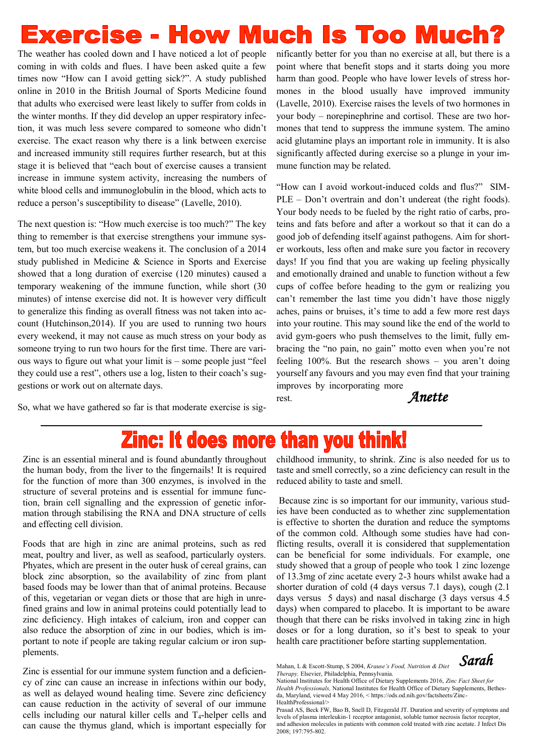# Exercise - How Much Is Too Much?

The weather has cooled down and I have noticed a lot of people coming in with colds and flues. I have been asked quite a few times now "How can I avoid getting sick?". A study published online in 2010 in the British Journal of Sports Medicine found that adults who exercised were least likely to suffer from colds in the winter months. If they did develop an upper respiratory infection, it was much less severe compared to someone who didn't exercise. The exact reason why there is a link between exercise and increased immunity still requires further research, but at this stage it is believed that "each bout of exercise causes a transient increase in immune system activity, increasing the numbers of white blood cells and immunoglobulin in the blood, which acts to reduce a person's susceptibility to disease" (Lavelle, 2010).

The next question is: "How much exercise is too much?" The key thing to remember is that exercise strengthens your immune system, but too much exercise weakens it. The conclusion of a 2014 study published in Medicine & Science in Sports and Exercise showed that a long duration of exercise (120 minutes) caused a temporary weakening of the immune function, while short (30 minutes) of intense exercise did not. It is however very difficult to generalize this finding as overall fitness was not taken into account (Hutchinson,2014). If you are used to running two hours every weekend, it may not cause as much stress on your body as someone trying to run two hours for the first time. There are various ways to figure out what your limit is – some people just "feel they could use a rest", others use a log, listen to their coach's suggestions or work out on alternate days.

So, what we have gathered so far is that moderate exercise is significantly better for you than no exercise at all, but there is a point where that benefit stops and it starts doing you more harm than good. People who have lower levels of stress hormones in the blood usually have improved immunity (Lavelle, 2010). Exercise raises the levels of two hormones in your body – norepinephrine and cortisol. These are two hormones that tend to suppress the immune system. The amino acid glutamine plays an important role in immunity. It is also significantly affected during exercise so a plunge in your immune function may be related.

"How can I avoid workout-induced colds and flus?" SIMPLE – Don't overtrain and don't undereat (the right foods). Your body needs to be fueled by the right ratio of carbs, proteins and fats before and after a workout so that it can do a good job of defending itself against pathogens. Aim for shorter workouts, less often and make sure you factor in recovery days! If you find that you are waking up feeling physically and emotionally drained and unable to function without a few cups of coffee before heading to the gym or realizing you can't remember the last time you didn't have those niggly aches, pains or bruises, it's time to add a few more rest days into your routine. This may sound like the end of the world to avid gym-goers who push themselves to the limit, fully embracing the "no pain, no gain" motto even when you're not feeling 100%. But the research shows – you aren't doing yourself any favours and you may even find that your training improves by incorporating more rest.

*Anette*

---

# Zinc: It does more than you think!

Zinc is an essential mineral and is found abundantly throughout the human body, from the liver to the fingernails! It is required for the function of more than 300 enzymes, is involved in the structure of several proteins and is essential for immune function, brain cell signalling and the expression of genetic information through stabilising the RNA and DNA structure of cells and effecting cell division.

Foods that are high in zinc are animal proteins, such as red meat, poultry and liver, as well as seafood, particularly oysters. Phyates, which are present in the outer husk of cereal grains, can block zinc absorption, so the availability of zinc from plant based foods may be lower than that of animal proteins. Because of this, vegetarian or vegan diets or those that are high in unrefined grains and low in animal proteins could potentially lead to zinc deficiency. High intakes of calcium, iron and copper can also reduce the absorption of zinc in our bodies, which is important to note if people are taking regular calcium or iron supplements.

Zinc is essential for our immune system function and a deficiency of zinc can cause an increase in infections within our body, as well as delayed wound healing time. Severe zinc deficiency can cause reduction in the activity of several of our immune cells including our natural killer cells and $T_4$-helper cells and can cause the thymus gland, which is important especially for childhood immunity, to shrink. Zinc is also needed for us to taste and smell correctly, so a zinc deficiency can result in the reduced ability to taste and smell.

Because zinc is so important for our immunity, various studies have been conducted as to whether zinc supplementation is effective to shorten the duration and reduce the symptoms of the common cold. Although some studies have had conflicting results, overall it is considered that supplementation can be beneficial for some individuals. For example, one study showed that a group of people who took 1 zinc lozenge of 13.3mg of zinc acetate every 2-3 hours whilst awake had a shorter duration of cold (4 days versus 7.1 days), cough (2.1 days versus 5 days) and nasal discharge (3 days versus 4.5 days) when compared to placebo. It is important to be aware though that there can be risks involved in taking zinc in high doses or for a long duration, so it's best to speak to your health care practitioner before starting supplementation.

*Sarah*

Mahan, L & Escott-Stump, S 2004, *Krause's Food, Nutrition & Diet Therapy.* Elsevier, Philadelphia, Pennsylvania.

National Institutes for Health Office of Dietary Supplements 2016, *Zinc Fact Sheet for Health Professionals,* National Institutes for Health Office of Dietary Supplements, Bethesda, Maryland, viewed 4 May 2016, < https://ods.od.nih.gov/factsheets/Zinc-HealthProfessional/>

Prasad AS, Beck FW, Bao B, Snell D, Fitzgerald JT. Duration and severity of symptoms and levels of plasma interleukin-1 receptor antagonist, soluble tumor necrosis factor receptor, and adhesion molecules in patients with common cold treated with zinc acetate. J Infect Dis 2008; 197:795-802.